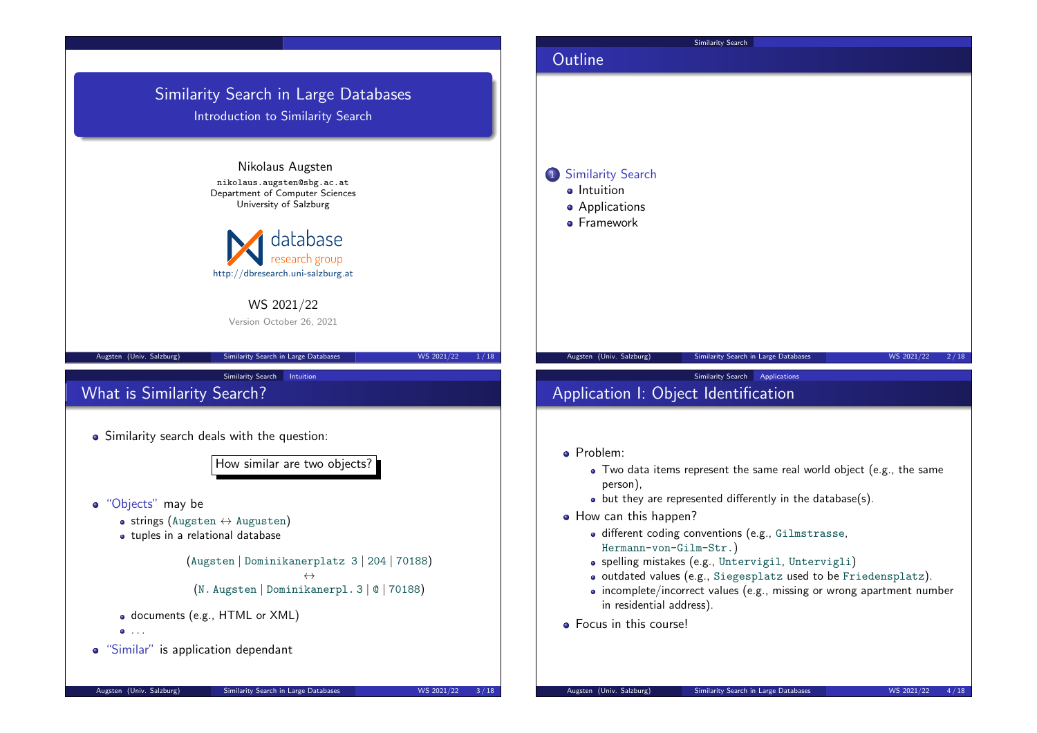# Similarity Search in Large Databases

## Introduction to Similarity Search

Nikolaus Augsten

nikolaus.augsten@sbg.ac.at
Department of Computer Sciences
University of Salzburg

database research group
http://dbresearch.uni-salzburg.at

WS 2021/22

Version October 26, 2021

---

## Outline

1. Similarity Search
   - Intuition
   - Applications
   - Framework

---

## What is Similarity Search?

- Similarity search deals with the question:

  **How similar are two objects?**

- "Objects" may be
  - strings (`Augsten` ↔ `Augusten`)
  - tuples in a relational database

    (`Augsten` | `Dominikanerplatz 3` | `204` | `70188`)
    ↔
    (`N. Augsten` | `Dominikanerpl. 3` | `@` | `70188`)

  - documents (e.g., HTML or XML)
  - ...
- "Similar" is application dependant

---

## Application I: Object Identification

- Problem:
  - Two data items represent the same real world object (e.g., the same person),
  - but they are represented differently in the database(s).
- How can this happen?
  - different coding conventions (e.g., `Gilmstrasse`, `Hermann-von-Gilm-Str.`)
  - spelling mistakes (e.g., `Untervigil`, `Untervigli`)
  - outdated values (e.g., `Siegesplatz` used to be `Friedensplatz`).
  - incomplete/incorrect values (e.g., missing or wrong apartment number in residential address).
- Focus in this course!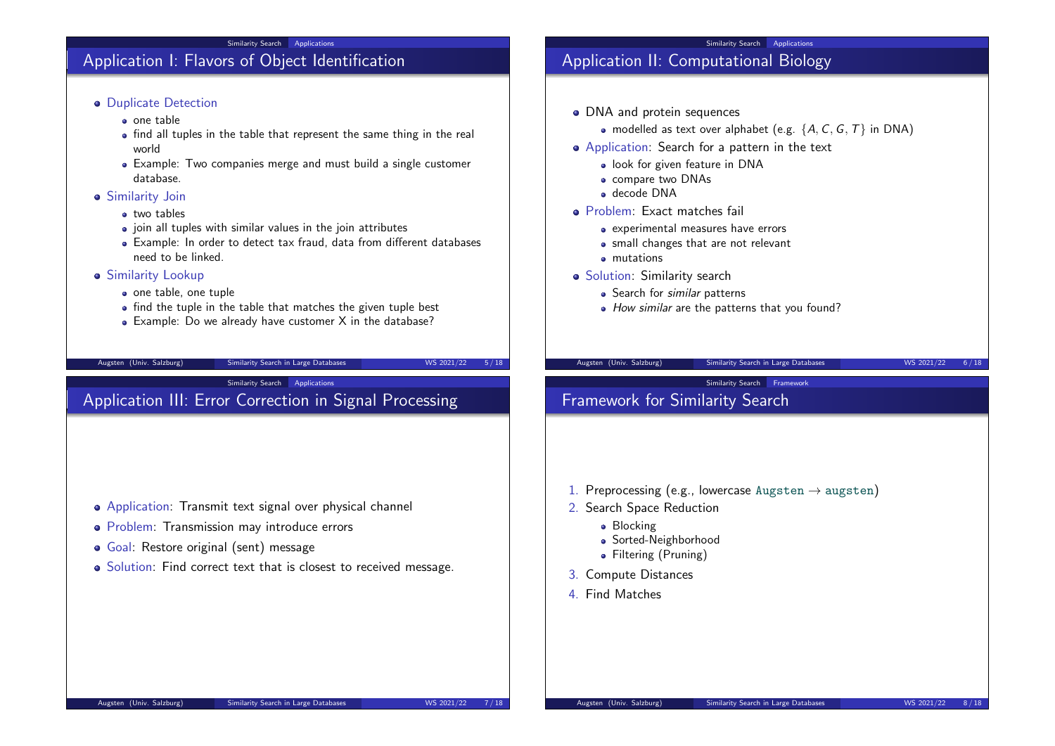## Application I: Flavors of Object Identification

- Duplicate Detection
  - one table
  - find all tuples in the table that represent the same thing in the real world
  - Example: Two companies merge and must build a single customer database.
- Similarity Join
  - two tables
  - join all tuples with similar values in the join attributes
  - Example: In order to detect tax fraud, data from different databases need to be linked.
- Similarity Lookup
  - one table, one tuple
  - find the tuple in the table that matches the given tuple best
  - Example: Do we already have customer X in the database?

## Application II: Computational Biology

- DNA and protein sequences
  - modelled as text over alphabet (e.g. $\{A, C, G, T\}$ in DNA)
- Application: Search for a pattern in the text
  - look for given feature in DNA
  - compare two DNAs
  - decode DNA
- Problem: Exact matches fail
  - experimental measures have errors
  - small changes that are not relevant
  - mutations
- Solution: Similarity search
  - Search for *similar* patterns
  - *How similar* are the patterns that you found?

## Application III: Error Correction in Signal Processing

- Application: Transmit text signal over physical channel
- Problem: Transmission may introduce errors
- Goal: Restore original (sent) message
- Solution: Find correct text that is closest to received message.

## Framework for Similarity Search

1. Preprocessing (e.g., lowercase `Augsten` $\rightarrow$ `augsten`)
2. Search Space Reduction
   - Blocking
   - Sorted-Neighborhood
   - Filtering (Pruning)
3. Compute Distances
4. Find Matches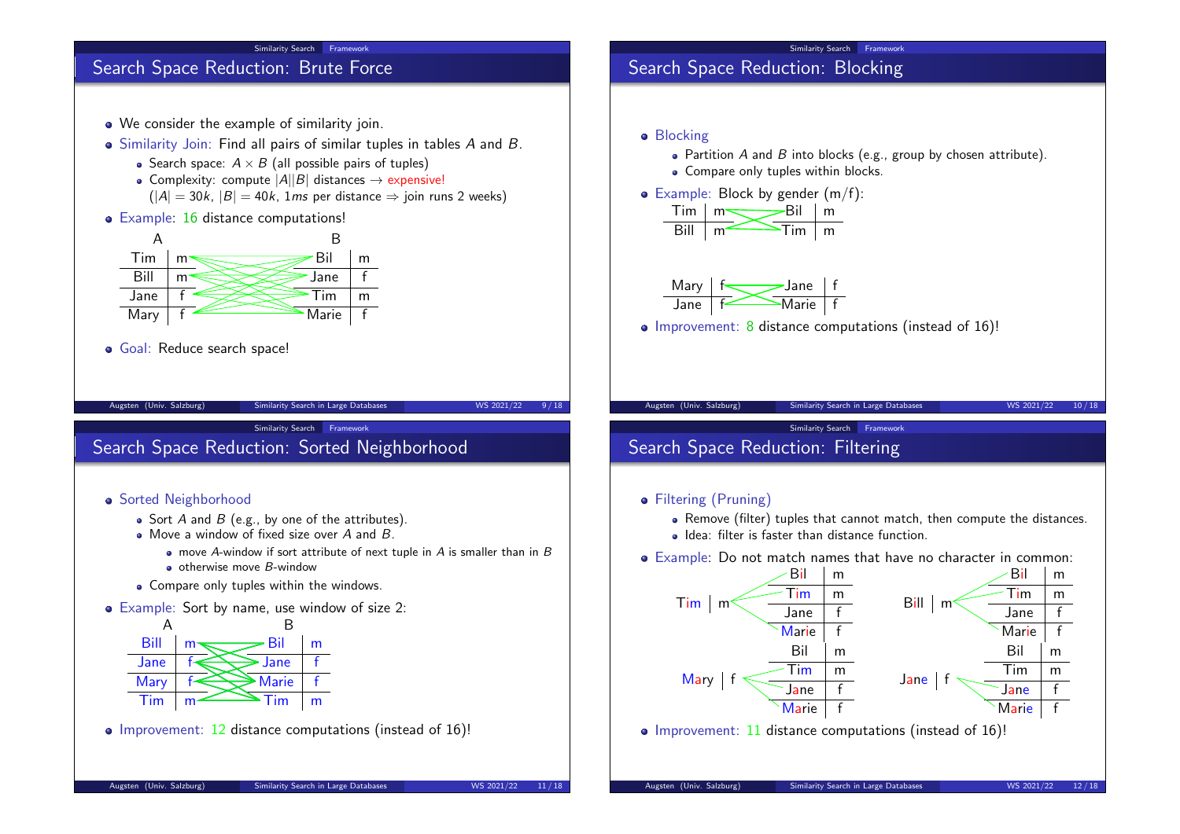## Search Space Reduction: Brute Force

- We consider the example of similarity join.
- Similarity Join: Find all pairs of similar tuples in tables $A$ and $B$.
  - Search space: $A \times B$ (all possible pairs of tuples)
  - Complexity: compute $|A||B|$ distances $\rightarrow$ expensive!
    ($|A| = 30k$, $|B| = 40k$, $1ms$ per distance $\Rightarrow$ join runs 2 weeks)
- Example: 16 distance computations!

| A | | B | |
|---|---|---|---|
| Tim | m | Bil | m |
| Bill | m | Jane | f |
| Jane | f | Tim | m |
| Mary | f | Marie | f |

- Goal: Reduce search space!

## Search Space Reduction: Blocking

- Blocking
  - Partition $A$ and $B$ into blocks (e.g., group by chosen attribute).
  - Compare only tuples within blocks.
- Example: Block by gender (m/f):

| Tim | m | Bil | m |
|---|---|---|---|
| Bill | m | Tim | m |

| Mary | f | Jane | f |
|---|---|---|---|
| Jane | f | Marie | f |

- Improvement: 8 distance computations (instead of 16)!

## Search Space Reduction: Sorted Neighborhood

- Sorted Neighborhood
  - Sort $A$ and $B$ (e.g., by one of the attributes).
  - Move a window of fixed size over $A$ and $B$.
    - move $A$-window if sort attribute of next tuple in $A$ is smaller than in $B$
    - otherwise move $B$-window
  - Compare only tuples within the windows.
- Example: Sort by name, use window of size 2:

| A | | B | |
|---|---|---|---|
| Bill | m | Bil | m |
| Jane | f | Jane | f |
| Mary | f | Marie | f |
| Tim | m | Tim | m |

- Improvement: 12 distance computations (instead of 16)!

## Search Space Reduction: Filtering

- Filtering (Pruning)
  - Remove (filter) tuples that cannot match, then compute the distances.
  - Idea: filter is faster than distance function.
- Example: Do not match names that have no character in common:

Tim | m → Bil m, Tim m, Jane f, Marie f

Bill | m → Bil m, Tim m, Jane f, Marie f

Mary | f → Bil m, Tim m, Jane f, Marie f

Jane | f → Bil m, Tim m, Jane f, Marie f

- Improvement: 11 distance computations (instead of 16)!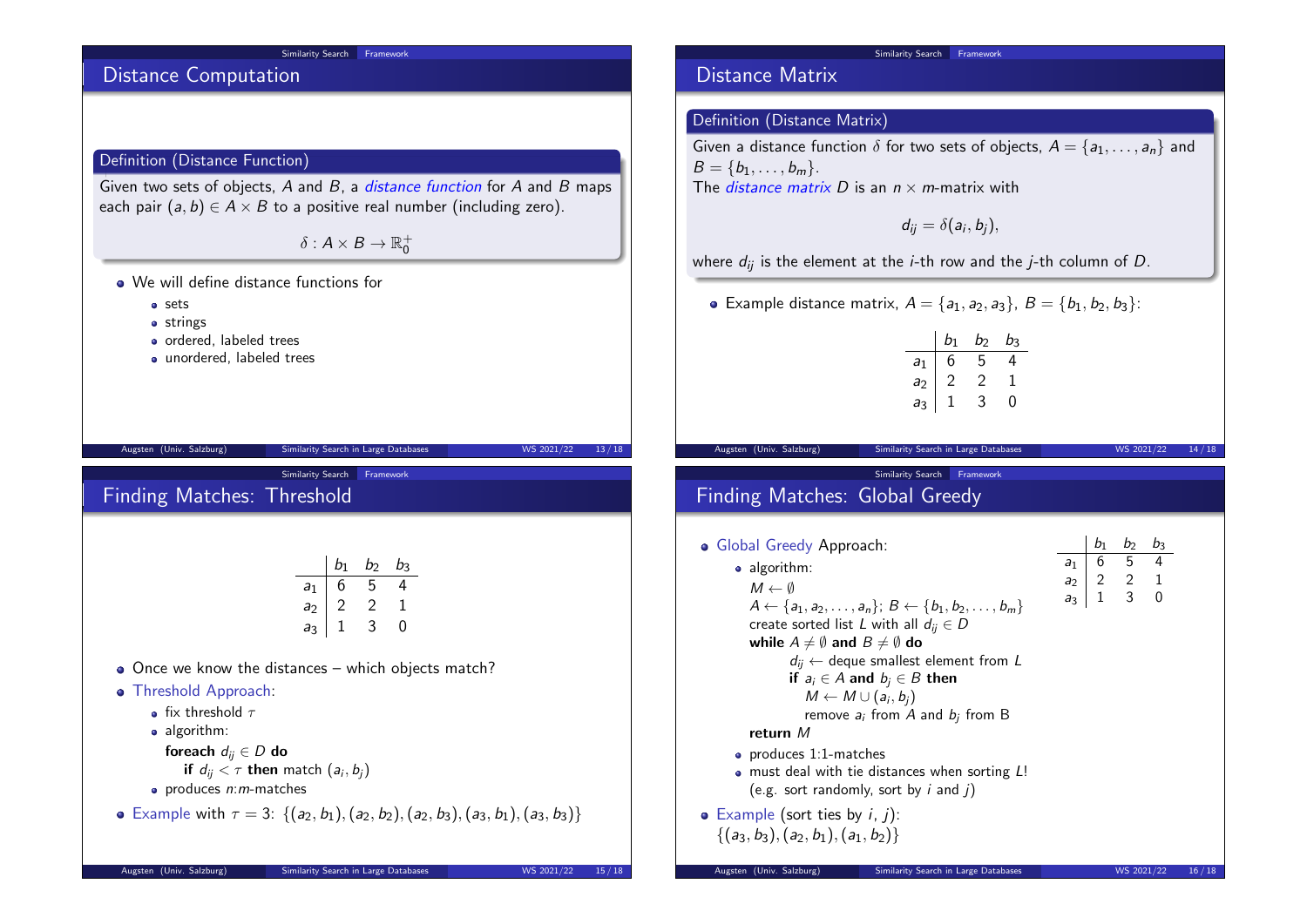## Distance Computation

**Definition (Distance Function)**

Given two sets of objects, $A$ and $B$, a *distance function* for $A$ and $B$ maps each pair $(a, b) \in A \times B$ to a positive real number (including zero).

$$\delta : A \times B \rightarrow \mathbb{R}_0^+$$

- We will define distance functions for
  - sets
  - strings
  - ordered, labeled trees
  - unordered, labeled trees

## Distance Matrix

**Definition (Distance Matrix)**

Given a distance function $\delta$ for two sets of objects, $A = \{a_1, \ldots, a_n\}$ and $B = \{b_1, \ldots, b_m\}$.
The *distance matrix* $D$ is an $n \times m$-matrix with

$$d_{ij} = \delta(a_i, b_j),$$

where $d_{ij}$ is the element at the $i$-th row and the $j$-th column of $D$.

- Example distance matrix, $A = \{a_1, a_2, a_3\}$, $B = \{b_1, b_2, b_3\}$:

| | $b_1$ | $b_2$ | $b_3$ |
|---|---|---|---|
| $a_1$ | 6 | 5 | 4 |
| $a_2$ | 2 | 2 | 1 |
| $a_3$ | 1 | 3 | 0 |

## Finding Matches: Threshold

| | $b_1$ | $b_2$ | $b_3$ |
|---|---|---|---|
| $a_1$ | 6 | 5 | 4 |
| $a_2$ | 2 | 2 | 1 |
| $a_3$ | 1 | 3 | 0 |

- Once we know the distances – which objects match?
- Threshold Approach:
  - fix threshold $\tau$
  - algorithm:

    **foreach** $d_{ij} \in D$ **do**
    &nbsp;&nbsp;&nbsp;&nbsp;**if** $d_{ij} < \tau$ **then** match $(a_i, b_j)$
  - produces $n$:$m$-matches
- Example with $\tau = 3$: $\{(a_2, b_1), (a_2, b_2), (a_2, b_3), (a_3, b_1), (a_3, b_3)\}$

## Finding Matches: Global Greedy

| | $b_1$ | $b_2$ | $b_3$ |
|---|---|---|---|
| $a_1$ | 6 | 5 | 4 |
| $a_2$ | 2 | 2 | 1 |
| $a_3$ | 1 | 3 | 0 |

- Global Greedy Approach:
  - algorithm:

    $M \leftarrow \emptyset$
    $A \leftarrow \{a_1, a_2, \ldots, a_n\}$; $B \leftarrow \{b_1, b_2, \ldots, b_m\}$
    create sorted list $L$ with all $d_{ij} \in D$
    **while** $A \neq \emptyset$ **and** $B \neq \emptyset$ **do**
    &nbsp;&nbsp;&nbsp;&nbsp;$d_{ij} \leftarrow$ deque smallest element from $L$
    &nbsp;&nbsp;&nbsp;&nbsp;**if** $a_i \in A$ **and** $b_j \in B$ **then**
    &nbsp;&nbsp;&nbsp;&nbsp;&nbsp;&nbsp;&nbsp;&nbsp;$M \leftarrow M \cup (a_i, b_j)$
    &nbsp;&nbsp;&nbsp;&nbsp;&nbsp;&nbsp;&nbsp;&nbsp;remove $a_i$ from $A$ and $b_j$ from B
    **return** $M$
  - produces 1:1-matches
  - must deal with tie distances when sorting $L$!
    (e.g. sort randomly, sort by $i$ and $j$)
- Example (sort ties by $i$, $j$):
  $\{(a_3, b_3), (a_2, b_1), (a_1, b_2)\}$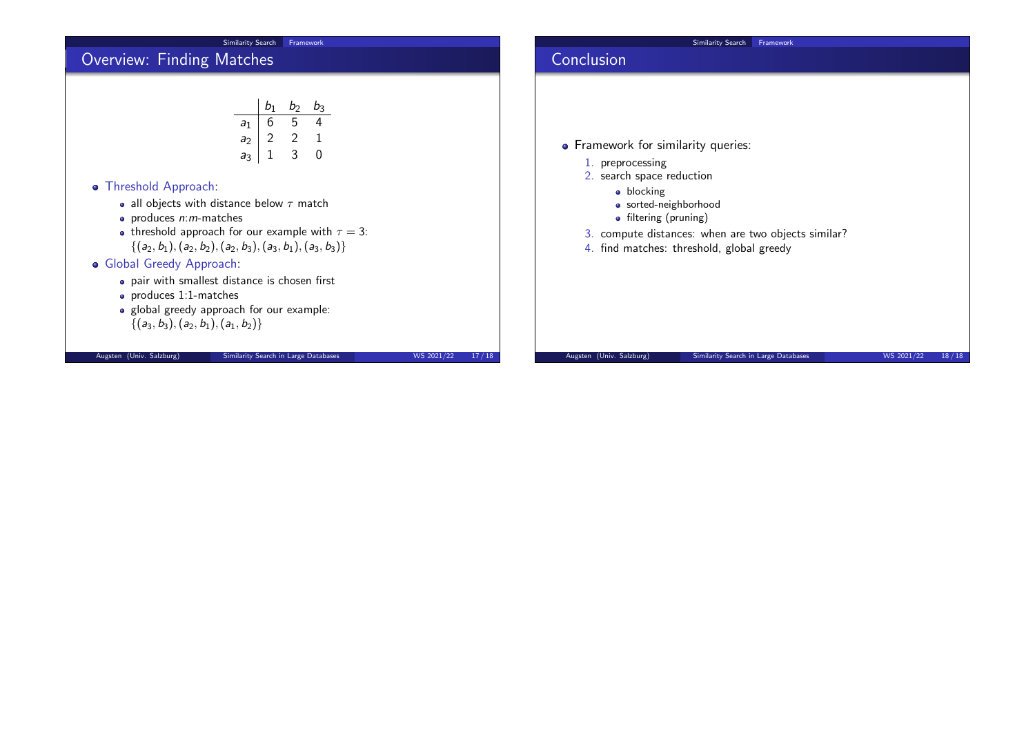## Overview: Finding Matches

| | $b_1$ | $b_2$ | $b_3$ |
|---|---|---|---|
| $a_1$ | 6 | 5 | 4 |
| $a_2$ | 2 | 2 | 1 |
| $a_3$ | 1 | 3 | 0 |

- Threshold Approach:
  - all objects with distance below $\tau$ match
  - produces $n$:$m$-matches
  - threshold approach for our example with $\tau = 3$: $\{(a_2, b_1), (a_2, b_2), (a_2, b_3), (a_3, b_1), (a_3, b_3)\}$
- Global Greedy Approach:
  - pair with smallest distance is chosen first
  - produces 1:1-matches
  - global greedy approach for our example: $\{(a_3, b_3), (a_2, b_1), (a_1, b_2)\}$

## Conclusion

- Framework for similarity queries:
  1. preprocessing
  2. search space reduction
     - blocking
     - sorted-neighborhood
     - filtering (pruning)
  3. compute distances: when are two objects similar?
  4. find matches: threshold, global greedy